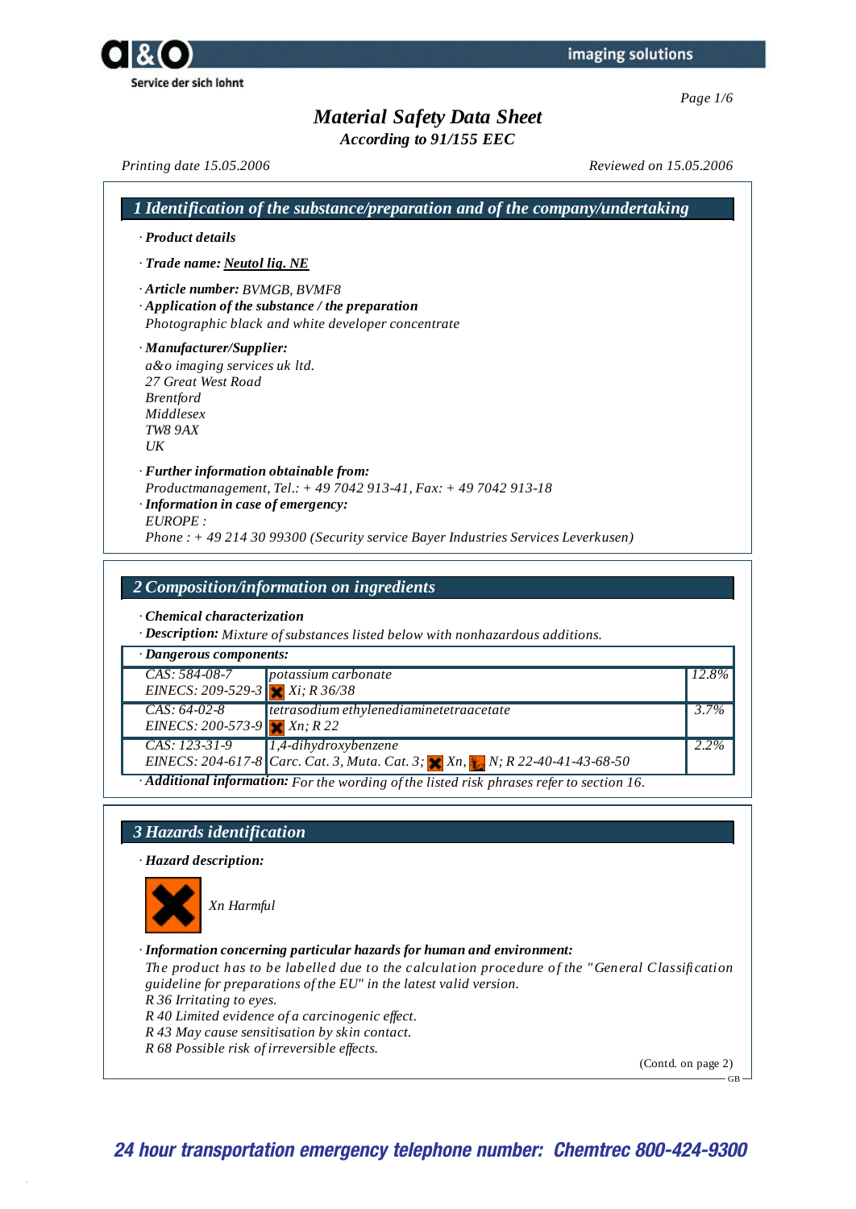# Material Safety Data Sheet

*According to 91/155 EEC*

Printing date 15.05.2006 | Reviewed on 15.05.2006

## 1 Identification of the substance/preparation and of the company/undertaking

· **Product details**

· **Trade name:** Neutol liq. NE

· **Article number:** BVMGB, BVMF8

· **Application of the substance / the preparation**
Photographic black and white developer concentrate

· **Manufacturer/Supplier:**
a&o imaging services uk ltd.
27 Great West Road
Brentford
Middlesex
TW8 9AX
UK

· **Further information obtainable from:**
Productmanagement, Tel.: + 49 7042 913-41, Fax: + 49 7042 913-18

· **Information in case of emergency:**
EUROPE :
Phone : + 49 214 30 99300 (Security service Bayer Industries Services Leverkusen)

## 2 Composition/information on ingredients

· **Chemical characterization**

· **Description:** Mixture of substances listed below with nonhazardous additions.

· **Dangerous components:**

| | | |
|---|---|---|
| CAS: 584-08-7<br>EINECS: 209-529-3 | potassium carbonate<br>Xi; R 36/38 | 12.8% |
| CAS: 64-02-8<br>EINECS: 200-573-9 | tetrasodium ethylenediaminetetraacetate<br>Xn; R 22 | 3.7% |
| CAS: 123-31-9<br>EINECS: 204-617-8 | 1,4-dihydroxybenzene<br>Carc. Cat. 3, Muta. Cat. 3; Xn, N; R 22-40-41-43-68-50 | 2.2% |

· **Additional information:** For the wording of the listed risk phrases refer to section 16.

## 3 Hazards identification

· **Hazard description:**

Xn Harmful

· **Information concerning particular hazards for human and environment:**
The product has to be labelled due to the calculation procedure of the "General Classification guideline for preparations of the EU" in the latest valid version.
R 36 Irritating to eyes.
R 40 Limited evidence of a carcinogenic effect.
R 43 May cause sensitisation by skin contact.
R 68 Possible risk of irreversible effects.

(Contd. on page 2)

**24 hour transportation emergency telephone number: Chemtrec 800-424-9300**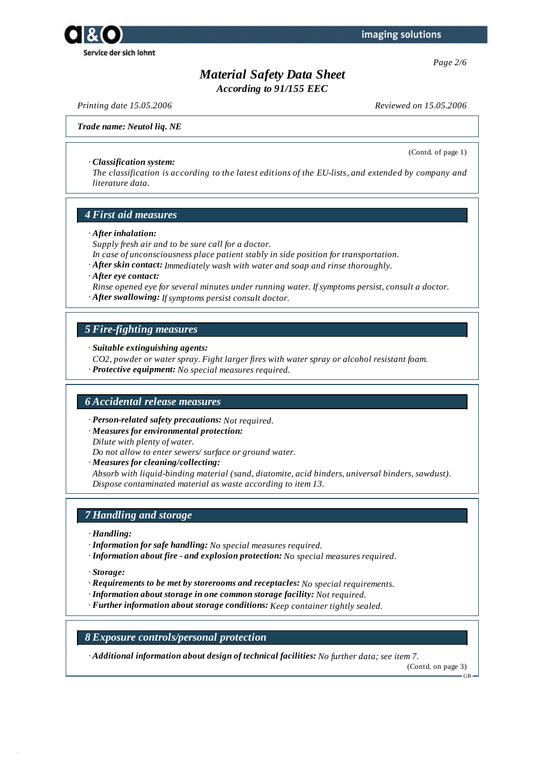*Material Safety Data Sheet*
*According to 91/155 EEC*

*Printing date 15.05.2006* *Reviewed on 15.05.2006*

***Trade name: Neutol liq. NE***

(Contd. of page 1)

· ***Classification system:***
*The classification is according to the latest editions of the EU-lists, and extended by company and literature data.*

## 4 First aid measures

· ***After inhalation:***
*Supply fresh air and to be sure call for a doctor.*
*In case of unconsciousness place patient stably in side position for transportation.*
· ***After skin contact:*** *Immediately wash with water and soap and rinse thoroughly.*
· ***After eye contact:***
*Rinse opened eye for several minutes under running water. If symptoms persist, consult a doctor.*
· ***After swallowing:*** *If symptoms persist consult doctor.*

## 5 Fire-fighting measures

· ***Suitable extinguishing agents:***
*CO2, powder or water spray. Fight larger fires with water spray or alcohol resistant foam.*
· ***Protective equipment:*** *No special measures required.*

## 6 Accidental release measures

· ***Person-related safety precautions:*** *Not required.*
· ***Measures for environmental protection:***
*Dilute with plenty of water.*
*Do not allow to enter sewers/ surface or ground water.*
· ***Measures for cleaning/collecting:***
*Absorb with liquid-binding material (sand, diatomite, acid binders, universal binders, sawdust).*
*Dispose contaminated material as waste according to item 13.*

## 7 Handling and storage

· ***Handling:***
· ***Information for safe handling:*** *No special measures required.*
· ***Information about fire - and explosion protection:*** *No special measures required.*

· ***Storage:***
· ***Requirements to be met by storerooms and receptacles:*** *No special requirements.*
· ***Information about storage in one common storage facility:*** *Not required.*
· ***Further information about storage conditions:*** *Keep container tightly sealed.*

## 8 Exposure controls/personal protection

· ***Additional information about design of technical facilities:*** *No further data; see item 7.*

(Contd. on page 3)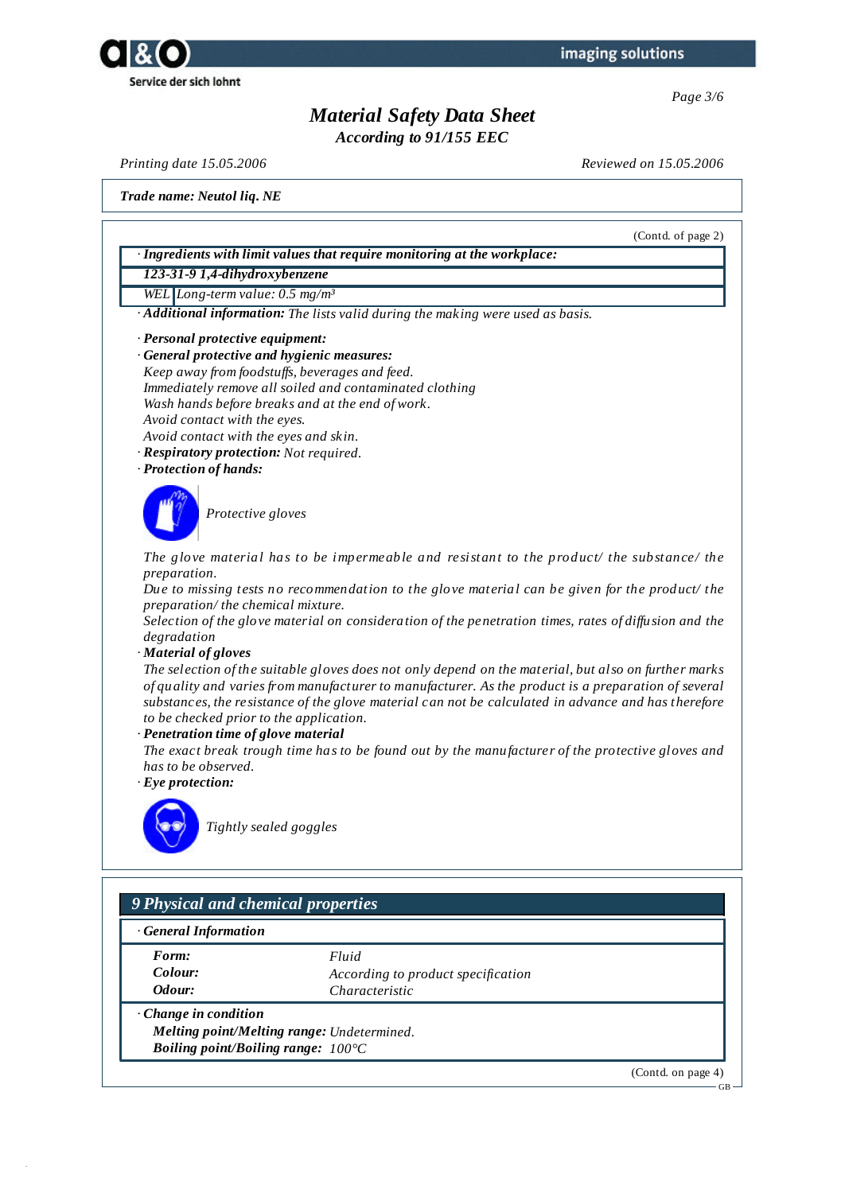**Material Safety Data Sheet**
*According to 91/155 EEC*

*Printing date 15.05.2006* *Reviewed on 15.05.2006*

***Trade name: Neutol liq. NE***

(Contd. of page 2)

| · *Ingredients with limit values that require monitoring at the workplace:* | |
|---|---|
| ***123-31-9 1,4-dihydroxybenzene*** | |
| *WEL* | *Long-term value: 0.5 mg/m³* |

· ***Additional information:*** *The lists valid during the making were used as basis.*

· ***Personal protective equipment:***
· ***General protective and hygienic measures:***
*Keep away from foodstuffs, beverages and feed.*
*Immediately remove all soiled and contaminated clothing*
*Wash hands before breaks and at the end of work.*
*Avoid contact with the eyes.*
*Avoid contact with the eyes and skin.*
· ***Respiratory protection:*** *Not required.*
· ***Protection of hands:***

*Protective gloves*

*The glove material has to be impermeable and resistant to the product/ the substance/ the preparation.*
*Due to missing tests no recommendation to the glove material can be given for the product/ the preparation/ the chemical mixture.*
*Selection of the glove material on consideration of the penetration times, rates of diffusion and the degradation*
· ***Material of gloves***
*The selection of the suitable gloves does not only depend on the material, but also on further marks of quality and varies from manufacturer to manufacturer. As the product is a preparation of several substances, the resistance of the glove material can not be calculated in advance and has therefore to be checked prior to the application.*
· ***Penetration time of glove material***
*The exact break trough time has to be found out by the manufacturer of the protective gloves and has to be observed.*
· ***Eye protection:***

*Tightly sealed goggles*

## 9 Physical and chemical properties

· ***General Information***

| | |
|---|---|
| ***Form:*** | *Fluid* |
| ***Colour:*** | *According to product specification* |
| ***Odour:*** | *Characteristic* |

· ***Change in condition***
***Melting point/Melting range:*** *Undetermined.*
***Boiling point/Boiling range:*** *100°C*

(Contd. on page 4)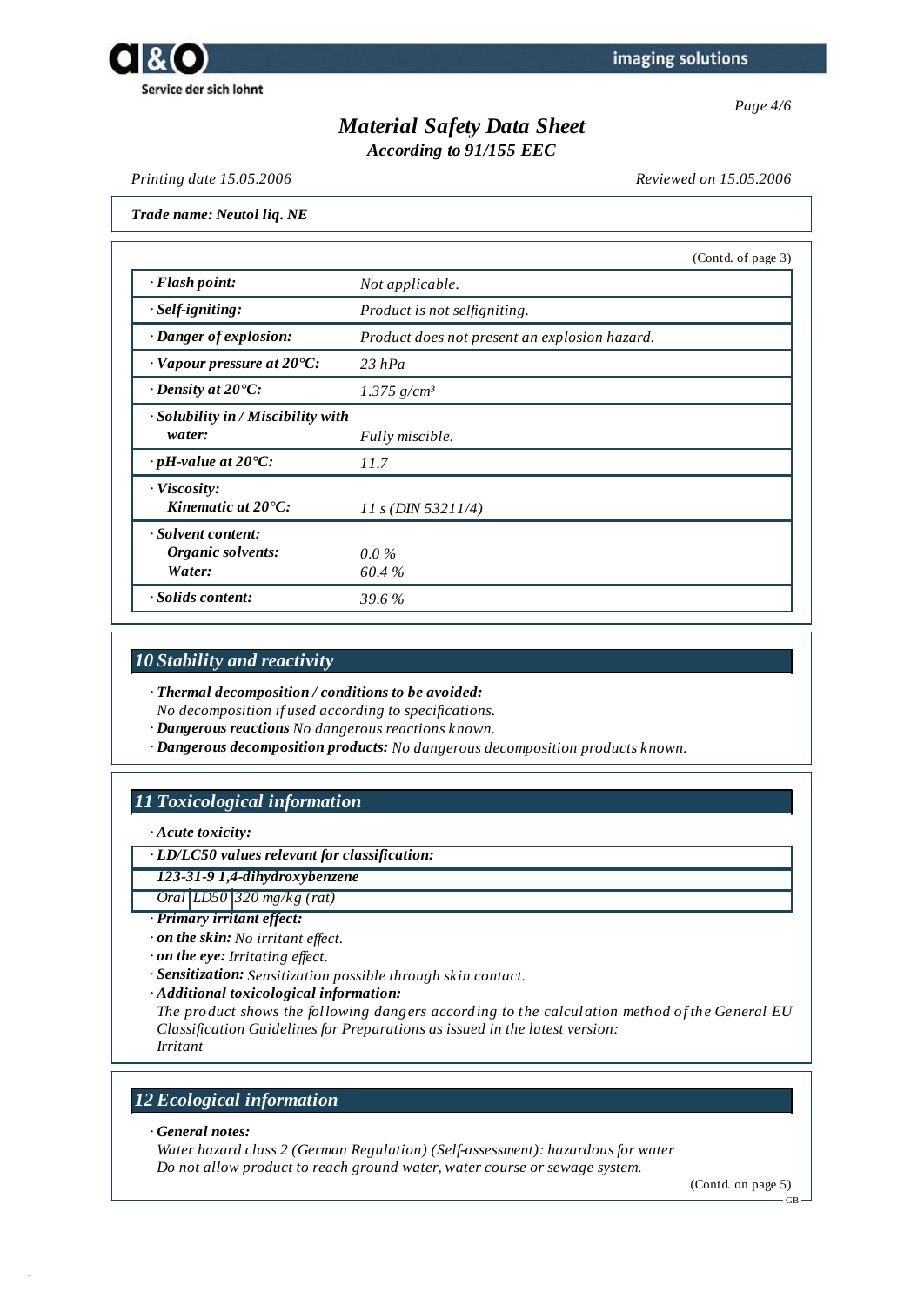# Material Safety Data Sheet

*According to 91/155 EEC*

*Printing date 15.05.2006* *Reviewed on 15.05.2006*

***Trade name: Neutol liq. NE***

(Contd. of page 3)

| | |
|---|---|
| · ***Flash point:*** | *Not applicable.* |
| · ***Self-igniting:*** | *Product is not selfigniting.* |
| · ***Danger of explosion:*** | *Product does not present an explosion hazard.* |
| · ***Vapour pressure at 20°C:*** | *23 hPa* |
| · ***Density at 20°C:*** | *1.375 g/cm³* |
| · ***Solubility in / Miscibility with water:*** | *Fully miscible.* |
| · ***pH-value at 20°C:*** | *11.7* |
| · ***Viscosity:*** ***Kinematic at 20°C:*** | *11 s (DIN 53211/4)* |
| · ***Solvent content:*** ***Organic solvents:*** ***Water:*** | *0.0 %* *60.4 %* |
| · ***Solids content:*** | *39.6 %* |

## 10 Stability and reactivity

· ***Thermal decomposition / conditions to be avoided:***
*No decomposition if used according to specifications.*
· ***Dangerous reactions*** *No dangerous reactions known.*
· ***Dangerous decomposition products:*** *No dangerous decomposition products known.*

## 11 Toxicological information

· ***Acute toxicity:***

| · ***LD/LC50 values relevant for classification:*** | | |
|---|---|---|
| ***123-31-9 1,4-dihydroxybenzene*** | | |
| *Oral* | *LD50* | *320 mg/kg (rat)* |

· ***Primary irritant effect:***
· ***on the skin:*** *No irritant effect.*
· ***on the eye:*** *Irritating effect.*
· ***Sensitization:*** *Sensitization possible through skin contact.*
· ***Additional toxicological information:***
*The product shows the following dangers according to the calculation method of the General EU Classification Guidelines for Preparations as issued in the latest version:*
*Irritant*

## 12 Ecological information

· ***General notes:***
*Water hazard class 2 (German Regulation) (Self-assessment): hazardous for water*
*Do not allow product to reach ground water, water course or sewage system.*

(Contd. on page 5)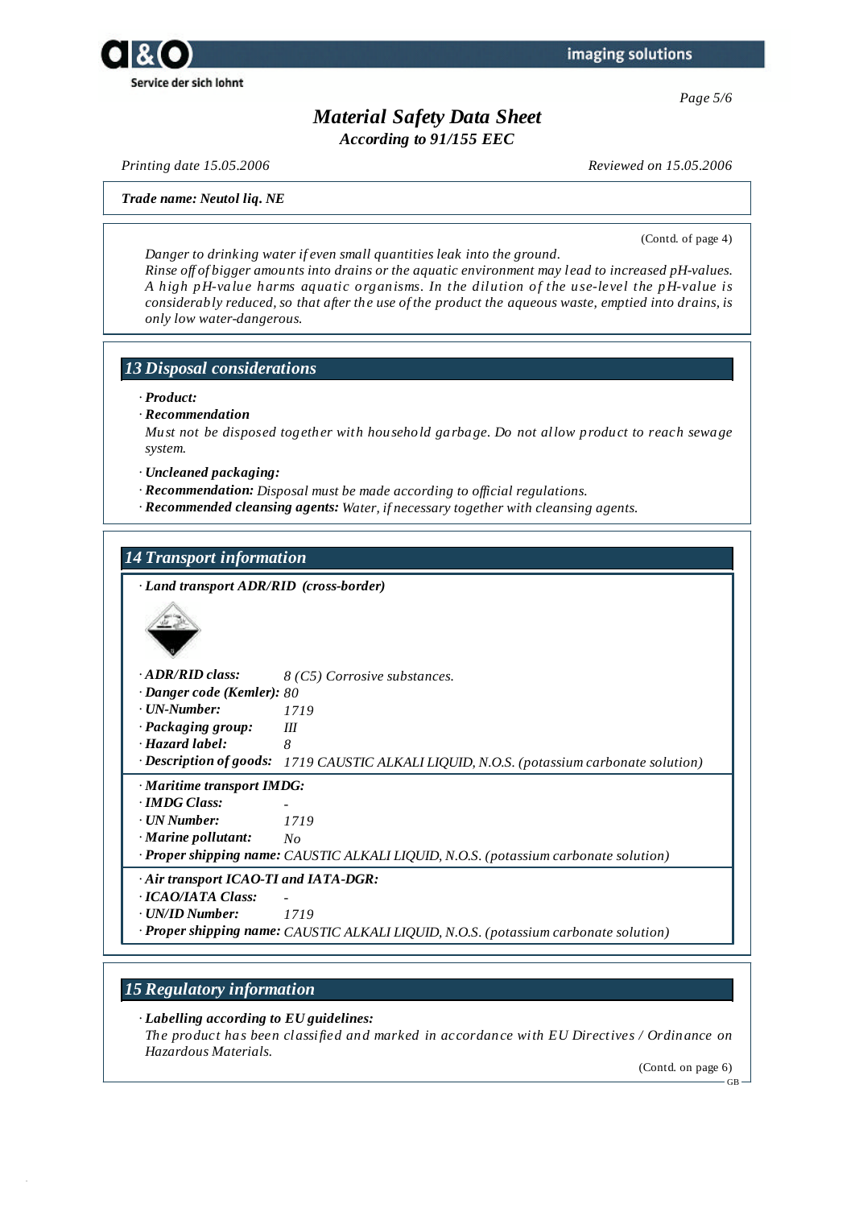*Trade name: Neutol liq. NE*

(Contd. of page 4)

*Danger to drinking water if even small quantities leak into the ground.*
*Rinse off of bigger amounts into drains or the aquatic environment may lead to increased pH-values. A high pH-value harms aquatic organisms. In the dilution of the use-level the pH-value is considerably reduced, so that after the use of the product the aqueous waste, emptied into drains, is only low water-dangerous.*

## 13 Disposal considerations

· ***Product:***
· ***Recommendation***
*Must not be disposed together with household garbage. Do not allow product to reach sewage system.*

· ***Uncleaned packaging:***
· ***Recommendation:*** *Disposal must be made according to official regulations.*
· ***Recommended cleansing agents:*** *Water, if necessary together with cleansing agents.*

## 14 Transport information

· ***Land transport ADR/RID (cross-border)***

· ***ADR/RID class:*** *8 (C5) Corrosive substances.*
· ***Danger code (Kemler):*** *80*
· ***UN-Number:*** *1719*
· ***Packaging group:*** *III*
· ***Hazard label:*** *8*
· ***Description of goods:*** *1719 CAUSTIC ALKALI LIQUID, N.O.S. (potassium carbonate solution)*

· ***Maritime transport IMDG:***
· ***IMDG Class:*** *-*
· ***UN Number:*** *1719*
· ***Marine pollutant:*** *No*
· ***Proper shipping name:*** *CAUSTIC ALKALI LIQUID, N.O.S. (potassium carbonate solution)*

· ***Air transport ICAO-TI and IATA-DGR:***
· ***ICAO/IATA Class:*** *-*
· ***UN/ID Number:*** *1719*
· ***Proper shipping name:*** *CAUSTIC ALKALI LIQUID, N.O.S. (potassium carbonate solution)*

## 15 Regulatory information

· ***Labelling according to EU guidelines:***
*The product has been classified and marked in accordance with EU Directives / Ordinance on Hazardous Materials.*

(Contd. on page 6)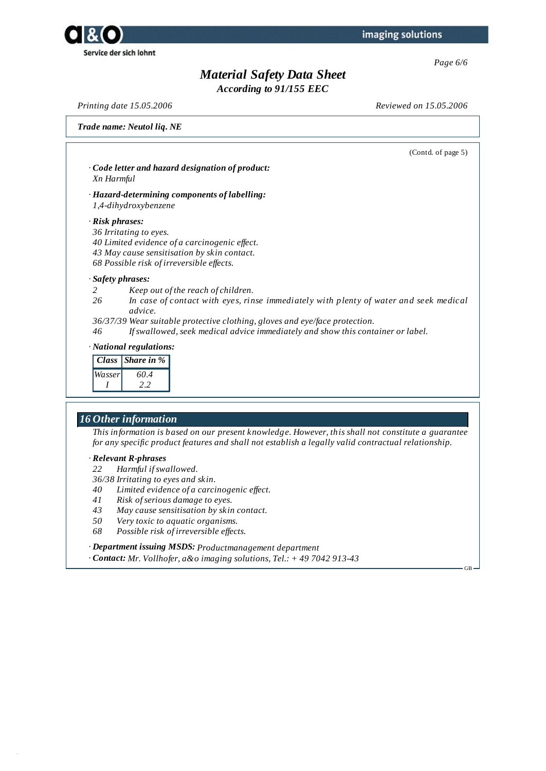*Trade name: Neutol liq. NE*

(Contd. of page 5)

· ***Code letter and hazard designation of product:***
*Xn Harmful*

· ***Hazard-determining components of labelling:***
*1,4-dihydroxybenzene*

· ***Risk phrases:***
*36 Irritating to eyes.*
*40 Limited evidence of a carcinogenic effect.*
*43 May cause sensitisation by skin contact.*
*68 Possible risk of irreversible effects.*

· ***Safety phrases:***
*2 Keep out of the reach of children.*
*26 In case of contact with eyes, rinse immediately with plenty of water and seek medical advice.*
*36/37/39 Wear suitable protective clothing, gloves and eye/face protection.*
*46 If swallowed, seek medical advice immediately and show this container or label.*

· ***National regulations:***

| *Class* | *Share in %* |
|---|---|
| *Wasser* | *60.4* |
| *I* | *2.2* |

## *16 Other information*

*This information is based on our present knowledge. However, this shall not constitute a guarantee for any specific product features and shall not establish a legally valid contractual relationship.*

· ***Relevant R-phrases***
*22 Harmful if swallowed.*
*36/38 Irritating to eyes and skin.*
*40 Limited evidence of a carcinogenic effect.*
*41 Risk of serious damage to eyes.*
*43 May cause sensitisation by skin contact.*
*50 Very toxic to aquatic organisms.*
*68 Possible risk of irreversible effects.*

· ***Department issuing MSDS:*** *Productmanagement department*
· ***Contact:*** *Mr. Vollhofer, a&o imaging solutions, Tel.: + 49 7042 913-43*